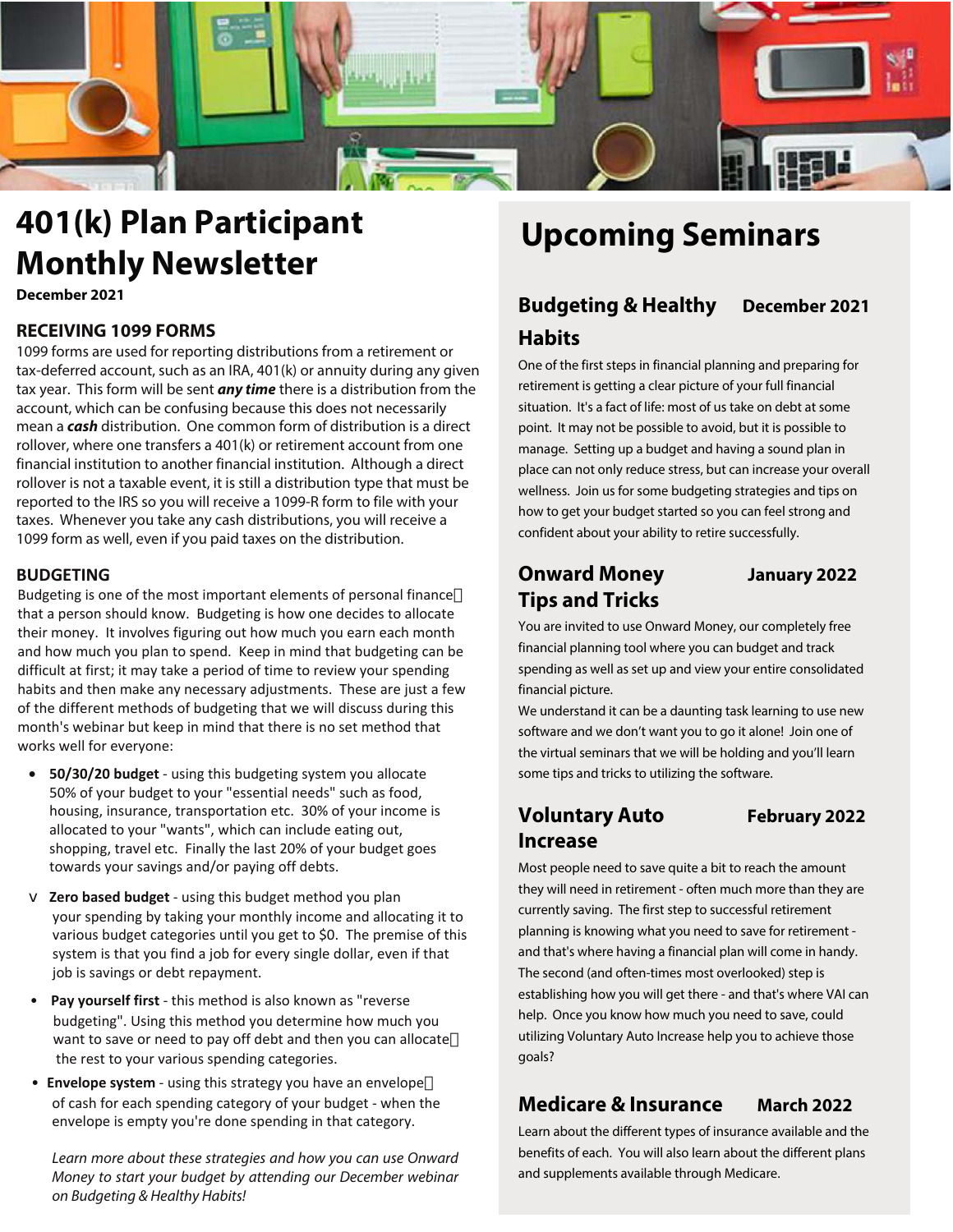# 401(k) Plan Participant Monthly Newsletter

**December 2021**

## RECEIVING 1099 FORMS

1099 forms are used for reporting distributions from a retirement or tax-deferred account, such as an IRA, 401(k) or annuity during any given tax year. This form will be sent ***any time*** there is a distribution from the account, which can be confusing because this does not necessarily mean a ***cash*** distribution. One common form of distribution is a direct rollover, where one transfers a 401(k) or retirement account from one financial institution to another financial institution. Although a direct rollover is not a taxable event, it is still a distribution type that must be reported to the IRS so you will receive a 1099-R form to file with your taxes. Whenever you take any cash distributions, you will receive a 1099 form as well, even if you paid taxes on the distribution.

## BUDGETING

Budgeting is one of the most important elements of personal finance that a person should know. Budgeting is how one decides to allocate their money. It involves figuring out how much you earn each month and how much you plan to spend. Keep in mind that budgeting can be difficult at first; it may take a period of time to review your spending habits and then make any necessary adjustments. These are just a few of the different methods of budgeting that we will discuss during this month's webinar but keep in mind that there is no set method that works well for everyone:

- **50/30/20 budget** - using this budgeting system you allocate 50% of your budget to your "essential needs" such as food, housing, insurance, transportation etc. 30% of your income is allocated to your "wants", which can include eating out, shopping, travel etc. Finally the last 20% of your budget goes towards your savings and/or paying off debts.
- **Zero based budget** - using this budget method you plan your spending by taking your monthly income and allocating it to various budget categories until you get to $0. The premise of this system is that you find a job for every single dollar, even if that job is savings or debt repayment.
- **Pay yourself first** - this method is also known as "reverse budgeting". Using this method you determine how much you want to save or need to pay off debt and then you can allocate the rest to your various spending categories.
- **Envelope system** - using this strategy you have an envelope of cash for each spending category of your budget - when the envelope is empty you're done spending in that category.

*Learn more about these strategies and how you can use Onward Money to start your budget by attending our December webinar on Budgeting & Healthy Habits!*

# Upcoming Seminars

## Budgeting & Healthy Habits — December 2021

One of the first steps in financial planning and preparing for retirement is getting a clear picture of your full financial situation. It's a fact of life: most of us take on debt at some point. It may not be possible to avoid, but it is possible to manage. Setting up a budget and having a sound plan in place can not only reduce stress, but can increase your overall wellness. Join us for some budgeting strategies and tips on how to get your budget started so you can feel strong and confident about your ability to retire successfully.

## Onward Money Tips and Tricks — January 2022

You are invited to use Onward Money, our completely free financial planning tool where you can budget and track spending as well as set up and view your entire consolidated financial picture.

We understand it can be a daunting task learning to use new software and we don't want you to go it alone! Join one of the virtual seminars that we will be holding and you'll learn some tips and tricks to utilizing the software.

## Voluntary Auto Increase — February 2022

Most people need to save quite a bit to reach the amount they will need in retirement - often much more than they are currently saving. The first step to successful retirement planning is knowing what you need to save for retirement - and that's where having a financial plan will come in handy. The second (and often-times most overlooked) step is establishing how you will get there - and that's where VAI can help. Once you know how much you need to save, could utilizing Voluntary Auto Increase help you to achieve those goals?

## Medicare & Insurance — March 2022

Learn about the different types of insurance available and the benefits of each. You will also learn about the different plans and supplements available through Medicare.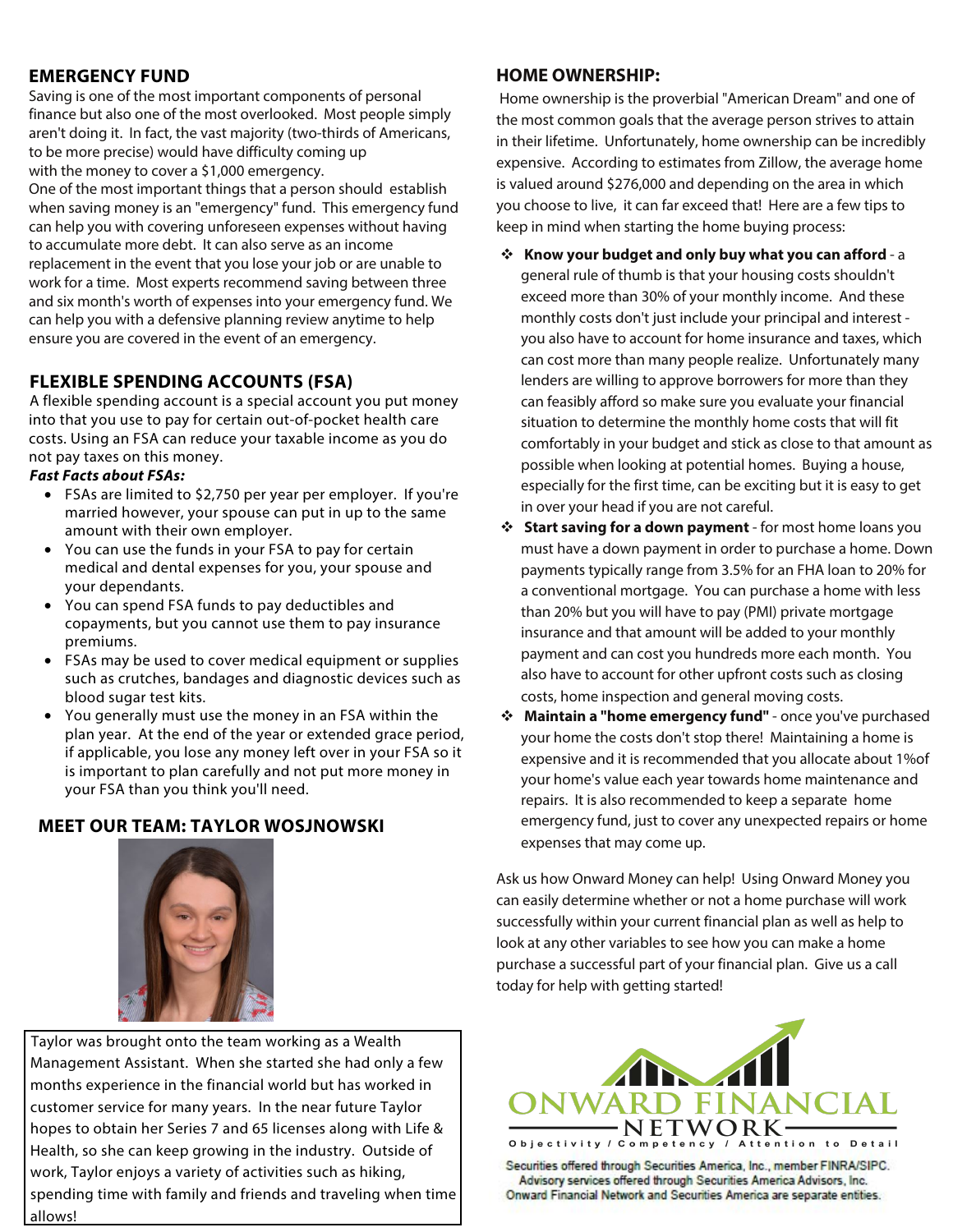## EMERGENCY FUND

Saving is one of the most important components of personal finance but also one of the most overlooked. Most people simply aren't doing it. In fact, the vast majority (two-thirds of Americans, to be more precise) would have difficulty coming up with the money to cover a $1,000 emergency.

One of the most important things that a person should establish when saving money is an "emergency" fund. This emergency fund can help you with covering unforeseen expenses without having to accumulate more debt. It can also serve as an income replacement in the event that you lose your job or are unable to work for a time. Most experts recommend saving between three and six month's worth of expenses into your emergency fund. We can help you with a defensive planning review anytime to help ensure you are covered in the event of an emergency.

## FLEXIBLE SPENDING ACCOUNTS (FSA)

A flexible spending account is a special account you put money into that you use to pay for certain out-of-pocket health care costs. Using an FSA can reduce your taxable income as you do not pay taxes on this money.

***Fast Facts about FSAs:***

- FSAs are limited to $2,750 per year per employer. If you're married however, your spouse can put in up to the same amount with their own employer.
- You can use the funds in your FSA to pay for certain medical and dental expenses for you, your spouse and your dependants.
- You can spend FSA funds to pay deductibles and copayments, but you cannot use them to pay insurance premiums.
- FSAs may be used to cover medical equipment or supplies such as crutches, bandages and diagnostic devices such as blood sugar test kits.
- You generally must use the money in an FSA within the plan year. At the end of the year or extended grace period, if applicable, you lose any money left over in your FSA so it is important to plan carefully and not put more money in your FSA than you think you'll need.

## MEET OUR TEAM: TAYLOR WOSJNOWSKI

Taylor was brought onto the team working as a Wealth Management Assistant. When she started she had only a few months experience in the financial world but has worked in customer service for many years. In the near future Taylor hopes to obtain her Series 7 and 65 licenses along with Life & Health, so she can keep growing in the industry. Outside of work, Taylor enjoys a variety of activities such as hiking, spending time with family and friends and traveling when time allows!

## HOME OWNERSHIP:

Home ownership is the proverbial "American Dream" and one of the most common goals that the average person strives to attain in their lifetime. Unfortunately, home ownership can be incredibly expensive. According to estimates from Zillow, the average home is valued around $276,000 and depending on the area in which you choose to live, it can far exceed that! Here are a few tips to keep in mind when starting the home buying process:

- **Know your budget and only buy what you can afford** - a general rule of thumb is that your housing costs shouldn't exceed more than 30% of your monthly income. And these monthly costs don't just include your principal and interest - you also have to account for home insurance and taxes, which can cost more than many people realize. Unfortunately many lenders are willing to approve borrowers for more than they can feasibly afford so make sure you evaluate your financial situation to determine the monthly home costs that will fit comfortably in your budget and stick as close to that amount as possible when looking at potential homes. Buying a house, especially for the first time, can be exciting but it is easy to get in over your head if you are not careful.
- **Start saving for a down payment** - for most home loans you must have a down payment in order to purchase a home. Down payments typically range from 3.5% for an FHA loan to 20% for a conventional mortgage. You can purchase a home with less than 20% but you will have to pay (PMI) private mortgage insurance and that amount will be added to your monthly payment and can cost you hundreds more each month. You also have to account for other upfront costs such as closing costs, home inspection and general moving costs.
- **Maintain a "home emergency fund"** - once you've purchased your home the costs don't stop there! Maintaining a home is expensive and it is recommended that you allocate about 1%of your home's value each year towards home maintenance and repairs. It is also recommended to keep a separate home emergency fund, just to cover any unexpected repairs or home expenses that may come up.

Ask us how Onward Money can help! Using Onward Money you can easily determine whether or not a home purchase will work successfully within your current financial plan as well as help to look at any other variables to see how you can make a home purchase a successful part of your financial plan. Give us a call today for help with getting started!

ONWARD FINANCIAL NETWORK

Objectivity / Competency / Attention to Detail

Securities offered through Securities America, Inc., member FINRA/SIPC.
Advisory services offered through Securities America Advisors, Inc.
Onward Financial Network and Securities America are separate entities.